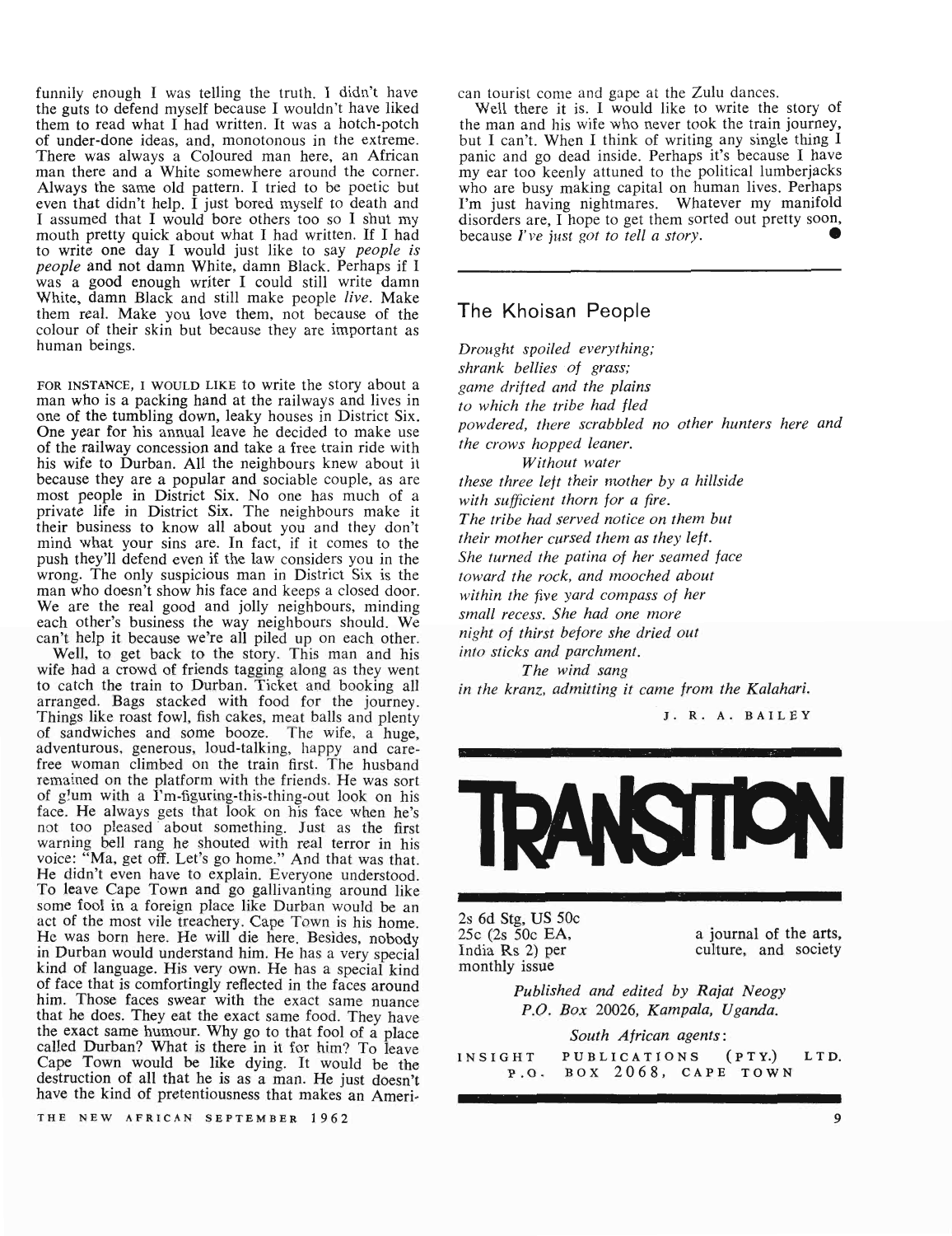funnily enough I was telling the truth. I didn't have the guts to defend myself because I wouldn't have liked them to read what I had written. It was a hotch-potch of under-done ideas, and, monotonous in the extreme. There was always a Coloured man here, an African man there and a White somewhere around the corner. Always the same old pattern. I tried to be poetic but even that didn't help. I just bored myself to death and I assumed that I would bore others too so I shut my mouth pretty quick about what I had written. If I had to write one day I would just like to say *people is people* and not damn White, damn Black. Perhaps if I was a good enough writer I could still write damn White, damn Black and still make people *live*. Make them real. Make you love them, not because of the colour of their skin but because they are important as human beings.

FOR INSTANCE, I WOULD LIKE to write the story about a man who is a packing hand at the railways and lives in one of the tumbling down, leaky houses in District Six. One year for his annual leave he decided to make use of the railway concession and take a free train ride with his wife to Durban. All the neighbours knew about it because they are a popular and sociable couple, as are most people in District Six. No one has much of a private life in District Six. The neighbours make it their business to know all about you and they don't mind what your sins are. In fact, if it comes to the push they'll defend even if the law considers you in the wrong. The only suspicious man in District Six is the man who doesn't show his face and keeps a closed door. We are the real good and jolly neighbours, minding each other's business the way neighbours should. We can't help it because we're all piled up on each other.

Well, to get back to the story. This man and his wife had a crowd of friends tagging along as they went to catch the train to Durban. Ticket and booking all arranged. Bags stacked with food for the journey. Things like roast fowl, fish cakes, meat balls and plenty of sandwiches and some booze. The wife, a huge, adventurous, generous, loud-talking, happy and carefree woman climbed on the train first. The husband remained on the platform with the friends. He was sort of glum with a I'm-figuring-this-thing-out look on his face. He always gets that look on his face when he's not too pleased about something. Just as the first warning bell rang he shouted with real terror in his voice: "Ma, get off. Let's go home." And that was that. He didn't even have to explain. Everyone understood. To leave Cape Town and go gallivanting around like some fool in a foreign place like Durban would be an act of the most vile treachery. Cape Town is his home. He was born here. He will die here. Besides, nobody in Durban would understand him. He has a very special kind of language. His very own. He has a special kind of face that is comfortingly reflected in the faces around him. Those faces swear with the exact same nuance that he does. They eat the exact same food. They have the exact same humour. Why go to that fool of a place called Durban? What is there in it for him? To leave Cape Town would be like dying. It would be the destruction of all that he is as a man. He just doesn't have the kind of pretentiousness that makes an American tourist come and gape at the Zulu dances.

Well there it is. I would like to write the story of the man and his wife who never took the train journey, but I can't. When I think of writing any single thing I panic and go dead inside. Perhaps it's because I have my ear too keenly attuned to the political lumberjacks who are busy making capital on human lives. Perhaps I'm just having nightmares. Whatever my manifold disorders are, I hope to get them sorted out pretty soon, because *I've just got to tell a story.*

---

## The Khoisan People

*Drought spoiled everything;*
*shrank bellies of grass;*
*game drifted and the plains*
*to which the tribe had fled*
*powdered, there scrabbled no other hunters here and*
*the crows hopped leaner.*
*Without water*
*these three left their mother by a hillside*
*with sufficient thorn for a fire.*
*The tribe had served notice on them but*
*their mother cursed them as they left.*
*She turned the patina of her seamed face*
*toward the rock, and mooched about*
*within the five yard compass of her*
*small recess. She had one more*
*night of thirst before she dried out*
*into sticks and parchment.*
*The wind sang*
*in the kranz, admitting it came from the Kalahari.*

J. R. A. BAILEY

---

# TRANSITION

2s 6d Stg, US 50c
25c (2s 50c EA,
India Rs 2) per
monthly issue

a journal of the arts, culture, and society

*Published and edited by Rajat Neogy*
*P.O. Box 20026, Kampala, Uganda.*

*South African agents:*
INSIGHT PUBLICATIONS (PTY.) LTD.
P.O. BOX 2068, CAPE TOWN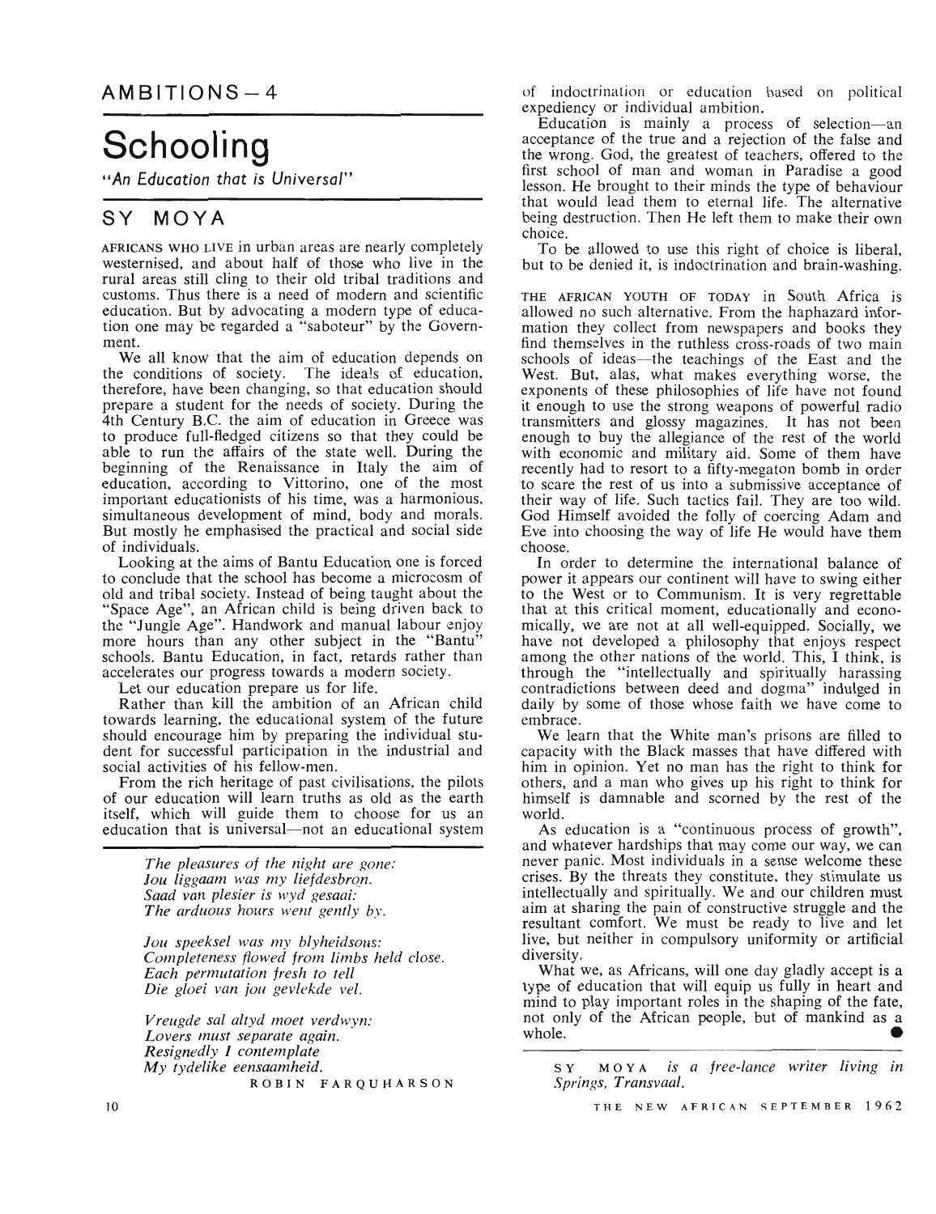## AMBITIONS – 4

# Schooling

*"An Education that is Universal"*

## SY MOYA

AFRICANS WHO LIVE in urban areas are nearly completely westernised, and about half of those who live in the rural areas still cling to their old tribal traditions and customs. Thus there is a need of modern and scientific education. But by advocating a modern type of education one may be regarded a "saboteur" by the Government.

We all know that the aim of education depends on the conditions of society. The ideals of education, therefore, have been changing, so that education should prepare a student for the needs of society. During the 4th Century B.C. the aim of education in Greece was to produce full-fledged citizens so that they could be able to run the affairs of the state well. During the beginning of the Renaissance in Italy the aim of education, according to Vittorino, one of the most important educationists of his time, was a harmonious, simultaneous development of mind, body and morals. But mostly he emphasised the practical and social side of individuals.

Looking at the aims of Bantu Education one is forced to conclude that the school has become a microcosm of old and tribal society. Instead of being taught about the "Space Age", an African child is being driven back to the "Jungle Age". Handwork and manual labour enjoy more hours than any other subject in the "Bantu" schools. Bantu Education, in fact, retards rather than accelerates our progress towards a modern society.

Let our education prepare us for life.

Rather than kill the ambition of an African child towards learning, the educational system of the future should encourage him by preparing the individual student for successful participation in the industrial and social activities of his fellow-men.

From the rich heritage of past civilisations, the pilots of our education will learn truths as old as the earth itself, which will guide them to choose for us an education that is universal—not an educational system of indoctrination or education based on political expediency or individual ambition.

Education is mainly a process of selection—an acceptance of the true and a rejection of the false and the wrong. God, the greatest of teachers, offered to the first school of man and woman in Paradise a good lesson. He brought to their minds the type of behaviour that would lead them to eternal life. The alternative being destruction. Then He left them to make their own choice.

To be allowed to use this right of choice is liberal, but to be denied it, is indoctrination and brain-washing.

THE AFRICAN YOUTH OF TODAY in South Africa is allowed no such alternative. From the haphazard information they collect from newspapers and books they find themselves in the ruthless cross-roads of two main schools of ideas—the teachings of the East and the West. But, alas, what makes everything worse, the exponents of these philosophies of life have not found it enough to use the strong weapons of powerful radio transmitters and glossy magazines. It has not been enough to buy the allegiance of the rest of the world with economic and military aid. Some of them have recently had to resort to a fifty-megaton bomb in order to scare the rest of us into a submissive acceptance of their way of life. Such tactics fail. They are too wild. God Himself avoided the folly of coercing Adam and Eve into choosing the way of life He would have them choose.

In order to determine the international balance of power it appears our continent will have to swing either to the West or to Communism. It is very regrettable that at this critical moment, educationally and economically, we are not at all well-equipped. Socially, we have not developed a philosophy that enjoys respect among the other nations of the world. This, I think, is through the "intellectually and spiritually harassing contradictions between deed and dogma" indulged in daily by some of those whose faith we have come to embrace.

We learn that the White man's prisons are filled to capacity with the Black masses that have differed with him in opinion. Yet no man has the right to think for others, and a man who gives up his right to think for himself is damnable and scorned by the rest of the world.

As education is a "continuous process of growth", and whatever hardships that may come our way, we can never panic. Most individuals in a sense welcome these crises. By the threats they constitute, they stimulate us intellectually and spiritually. We and our children must aim at sharing the pain of constructive struggle and the resultant comfort. We must be ready to live and let live, but neither in compulsory uniformity or artificial diversity.

What we, as Africans, will one day gladly accept is a type of education that will equip us fully in heart and mind to play important roles in the shaping of the fate, not only of the African people, but of mankind as a whole. ●

*SY MOYA is a free-lance writer living in Springs, Transvaal.*

---

*The pleasures of the night are gone:*
*Jou liggaam was my liefdesbron.*
*Saad van plesier is wyd gesaai:*
*The arduous hours went gently by.*

*Jou speeksel was my blyheidsous:*
*Completeness flowed from limbs held close.*
*Each permutation fresh to tell*
*Die gloei van jou gevlekde vel.*

*Vreugde sal altyd moet verdwyn:*
*Lovers must separate again.*
*Resignedly I contemplate*
*My tydelike eensaamheid.*

ROBIN FARQUHARSON